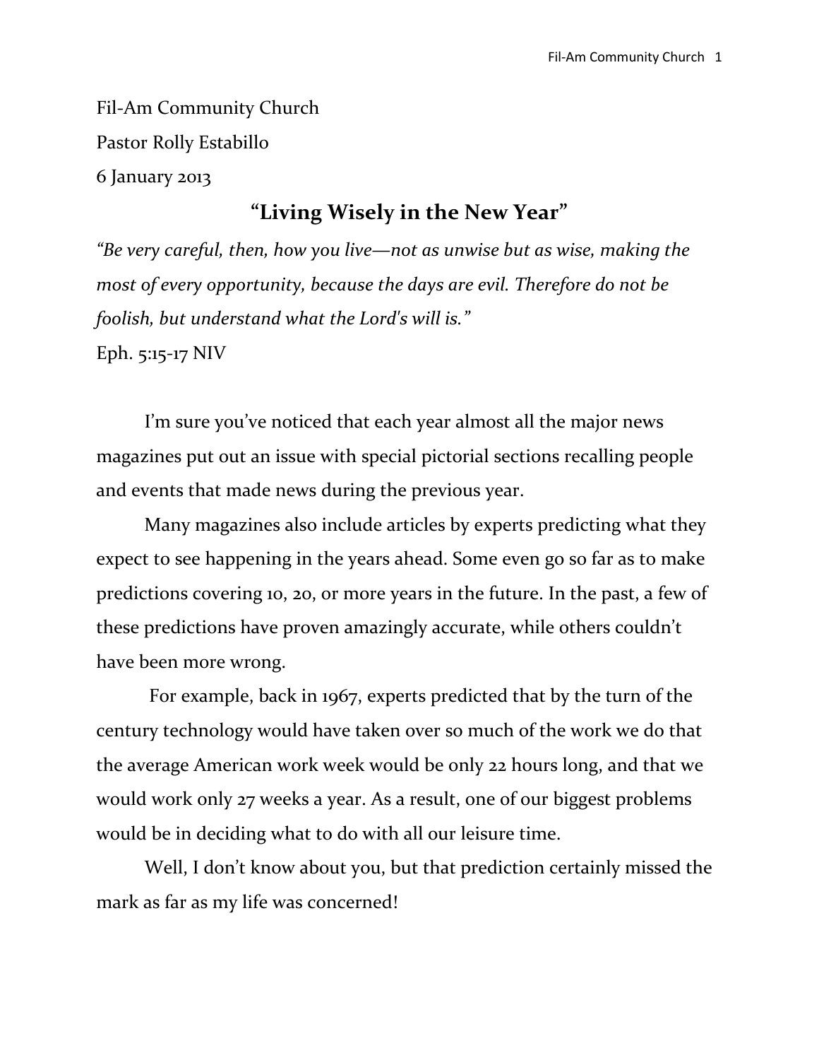Fil-Am Community Church

Pastor Rolly Estabillo

6 January 2013

## "Living Wisely in the New Year"

*"Be very careful, then, how you live—not as unwise but as wise, making the most of every opportunity, because the days are evil. Therefore do not be foolish, but understand what the Lord's will is."*

Eph. 5:15-17 NIV

I'm sure you've noticed that each year almost all the major news magazines put out an issue with special pictorial sections recalling people and events that made news during the previous year.

Many magazines also include articles by experts predicting what they expect to see happening in the years ahead. Some even go so far as to make predictions covering 10, 20, or more years in the future. In the past, a few of these predictions have proven amazingly accurate, while others couldn't have been more wrong.

For example, back in 1967, experts predicted that by the turn of the century technology would have taken over so much of the work we do that the average American work week would be only 22 hours long, and that we would work only 27 weeks a year. As a result, one of our biggest problems would be in deciding what to do with all our leisure time.

Well, I don't know about you, but that prediction certainly missed the mark as far as my life was concerned!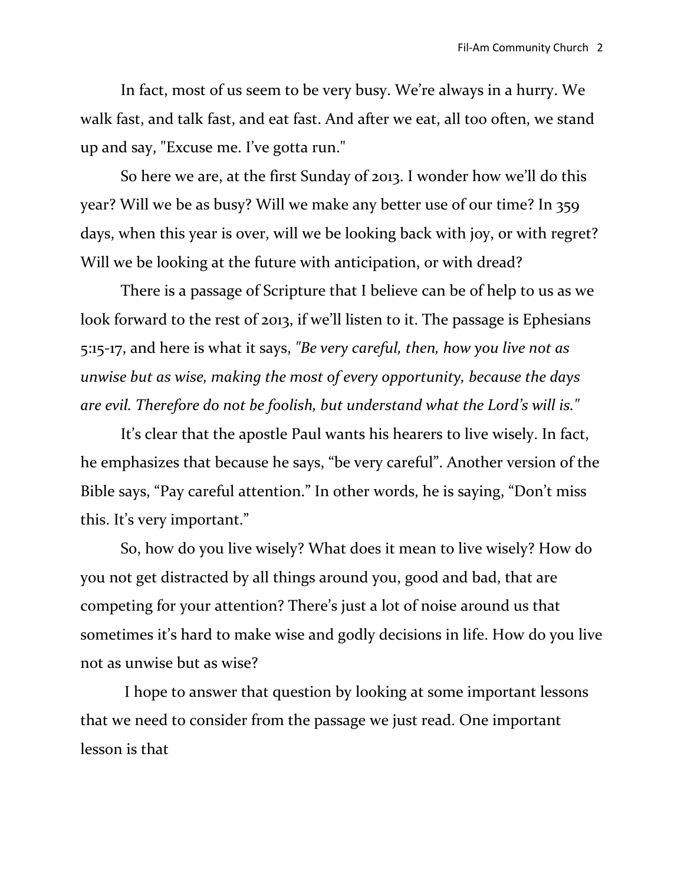In fact, most of us seem to be very busy. We're always in a hurry. We walk fast, and talk fast, and eat fast. And after we eat, all too often, we stand up and say, "Excuse me. I've gotta run."

So here we are, at the first Sunday of 2013. I wonder how we'll do this year? Will we be as busy? Will we make any better use of our time? In 359 days, when this year is over, will we be looking back with joy, or with regret? Will we be looking at the future with anticipation, or with dread?

There is a passage of Scripture that I believe can be of help to us as we look forward to the rest of 2013, if we'll listen to it. The passage is Ephesians 5:15-17, and here is what it says, *"Be very careful, then, how you live not as unwise but as wise, making the most of every opportunity, because the days are evil. Therefore do not be foolish, but understand what the Lord's will is."*

It's clear that the apostle Paul wants his hearers to live wisely. In fact, he emphasizes that because he says, "be very careful". Another version of the Bible says, "Pay careful attention." In other words, he is saying, "Don't miss this. It's very important."

So, how do you live wisely? What does it mean to live wisely? How do you not get distracted by all things around you, good and bad, that are competing for your attention? There's just a lot of noise around us that sometimes it's hard to make wise and godly decisions in life. How do you live not as unwise but as wise?

I hope to answer that question by looking at some important lessons that we need to consider from the passage we just read. One important lesson is that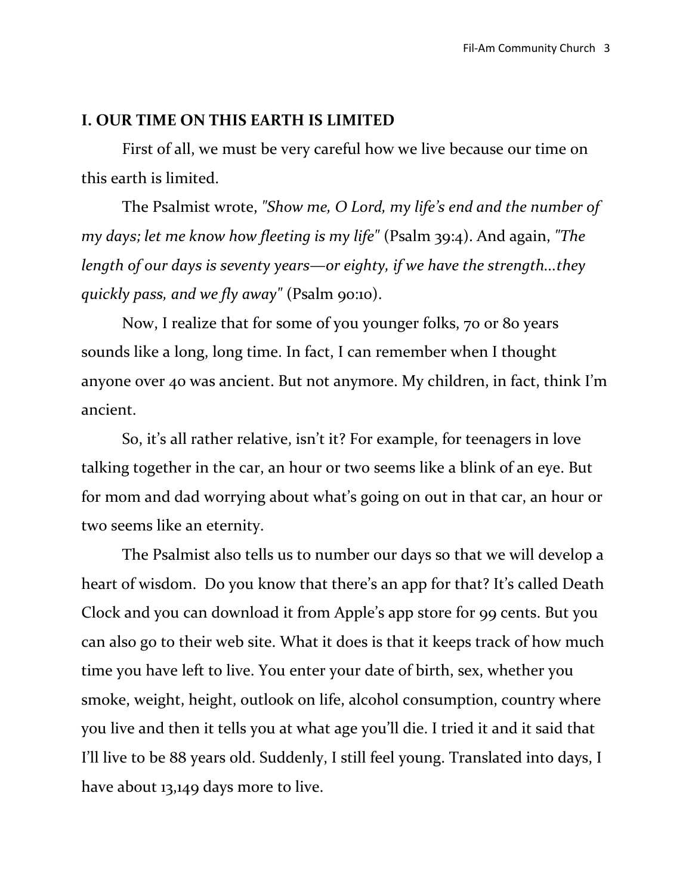## I. OUR TIME ON THIS EARTH IS LIMITED

First of all, we must be very careful how we live because our time on this earth is limited.

The Psalmist wrote, *"Show me, O Lord, my life's end and the number of my days; let me know how fleeting is my life"* (Psalm 39:4). And again, *"The length of our days is seventy years—or eighty, if we have the strength...they quickly pass, and we fly away"* (Psalm 90:10).

Now, I realize that for some of you younger folks, 70 or 80 years sounds like a long, long time. In fact, I can remember when I thought anyone over 40 was ancient. But not anymore. My children, in fact, think I'm ancient.

So, it's all rather relative, isn't it? For example, for teenagers in love talking together in the car, an hour or two seems like a blink of an eye. But for mom and dad worrying about what's going on out in that car, an hour or two seems like an eternity.

The Psalmist also tells us to number our days so that we will develop a heart of wisdom. Do you know that there's an app for that? It's called Death Clock and you can download it from Apple's app store for 99 cents. But you can also go to their web site. What it does is that it keeps track of how much time you have left to live. You enter your date of birth, sex, whether you smoke, weight, height, outlook on life, alcohol consumption, country where you live and then it tells you at what age you'll die. I tried it and it said that I'll live to be 88 years old. Suddenly, I still feel young. Translated into days, I have about 13,149 days more to live.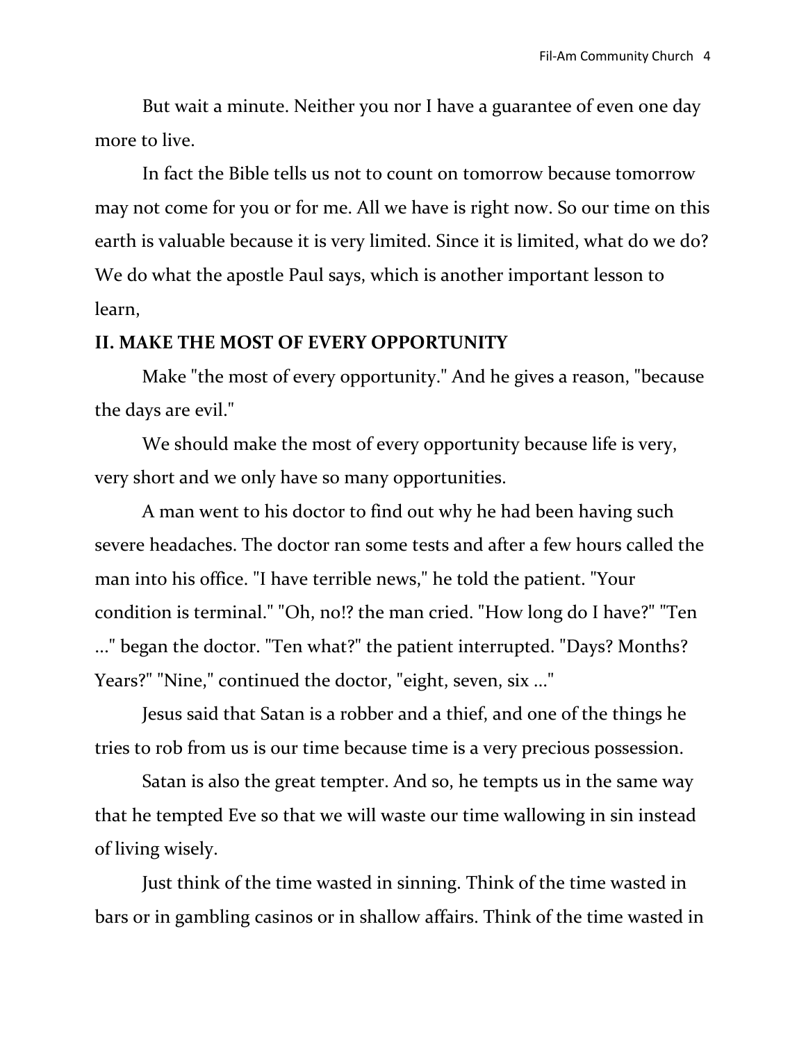But wait a minute. Neither you nor I have a guarantee of even one day more to live.

In fact the Bible tells us not to count on tomorrow because tomorrow may not come for you or for me. All we have is right now. So our time on this earth is valuable because it is very limited. Since it is limited, what do we do? We do what the apostle Paul says, which is another important lesson to learn,

## II. MAKE THE MOST OF EVERY OPPORTUNITY

Make "the most of every opportunity." And he gives a reason, "because the days are evil."

We should make the most of every opportunity because life is very, very short and we only have so many opportunities.

A man went to his doctor to find out why he had been having such severe headaches. The doctor ran some tests and after a few hours called the man into his office. "I have terrible news," he told the patient. "Your condition is terminal." "Oh, no!? the man cried. "How long do I have?" "Ten ..." began the doctor. "Ten what?" the patient interrupted. "Days? Months? Years?" "Nine," continued the doctor, "eight, seven, six ..."

Jesus said that Satan is a robber and a thief, and one of the things he tries to rob from us is our time because time is a very precious possession.

Satan is also the great tempter. And so, he tempts us in the same way that he tempted Eve so that we will waste our time wallowing in sin instead of living wisely.

Just think of the time wasted in sinning. Think of the time wasted in bars or in gambling casinos or in shallow affairs. Think of the time wasted in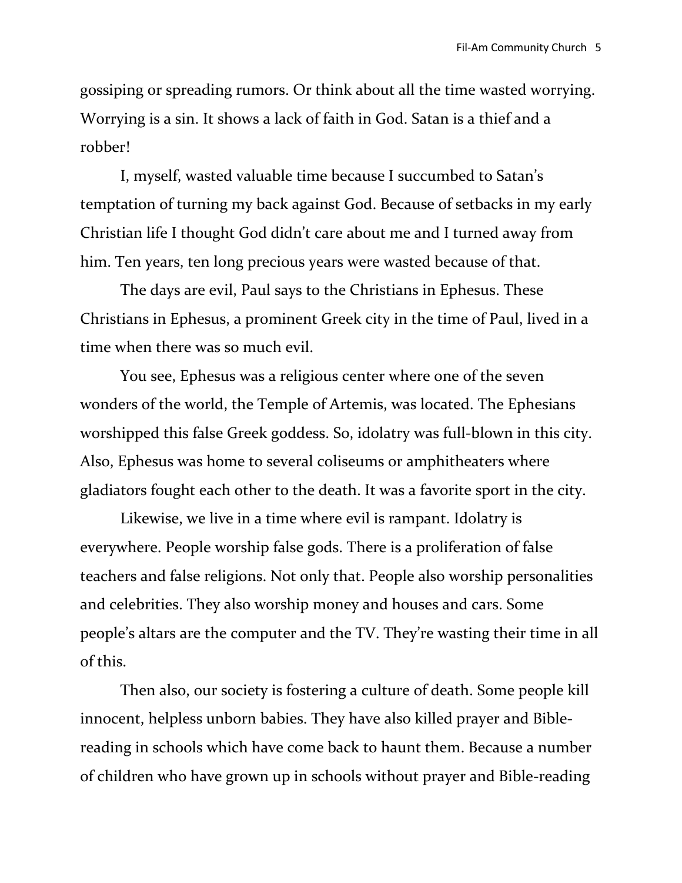gossiping or spreading rumors. Or think about all the time wasted worrying. Worrying is a sin. It shows a lack of faith in God. Satan is a thief and a robber!

I, myself, wasted valuable time because I succumbed to Satan's temptation of turning my back against God. Because of setbacks in my early Christian life I thought God didn't care about me and I turned away from him. Ten years, ten long precious years were wasted because of that.

The days are evil, Paul says to the Christians in Ephesus. These Christians in Ephesus, a prominent Greek city in the time of Paul, lived in a time when there was so much evil.

You see, Ephesus was a religious center where one of the seven wonders of the world, the Temple of Artemis, was located. The Ephesians worshipped this false Greek goddess. So, idolatry was full-blown in this city. Also, Ephesus was home to several coliseums or amphitheaters where gladiators fought each other to the death. It was a favorite sport in the city.

Likewise, we live in a time where evil is rampant. Idolatry is everywhere. People worship false gods. There is a proliferation of false teachers and false religions. Not only that. People also worship personalities and celebrities. They also worship money and houses and cars. Some people's altars are the computer and the TV. They're wasting their time in all of this.

Then also, our society is fostering a culture of death. Some people kill innocent, helpless unborn babies. They have also killed prayer and Bible-reading in schools which have come back to haunt them. Because a number of children who have grown up in schools without prayer and Bible-reading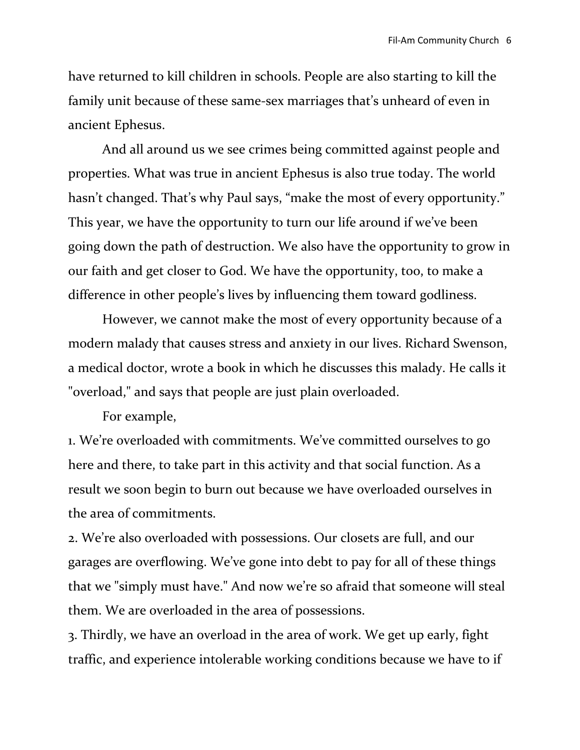have returned to kill children in schools. People are also starting to kill the family unit because of these same-sex marriages that's unheard of even in ancient Ephesus.

And all around us we see crimes being committed against people and properties. What was true in ancient Ephesus is also true today. The world hasn't changed. That's why Paul says, "make the most of every opportunity." This year, we have the opportunity to turn our life around if we've been going down the path of destruction. We also have the opportunity to grow in our faith and get closer to God. We have the opportunity, too, to make a difference in other people's lives by influencing them toward godliness.

However, we cannot make the most of every opportunity because of a modern malady that causes stress and anxiety in our lives. Richard Swenson, a medical doctor, wrote a book in which he discusses this malady. He calls it "overload," and says that people are just plain overloaded.

For example,

1. We're overloaded with commitments. We've committed ourselves to go here and there, to take part in this activity and that social function. As a result we soon begin to burn out because we have overloaded ourselves in the area of commitments.
2. We're also overloaded with possessions. Our closets are full, and our garages are overflowing. We've gone into debt to pay for all of these things that we "simply must have." And now we're so afraid that someone will steal them. We are overloaded in the area of possessions.
3. Thirdly, we have an overload in the area of work. We get up early, fight traffic, and experience intolerable working conditions because we have to if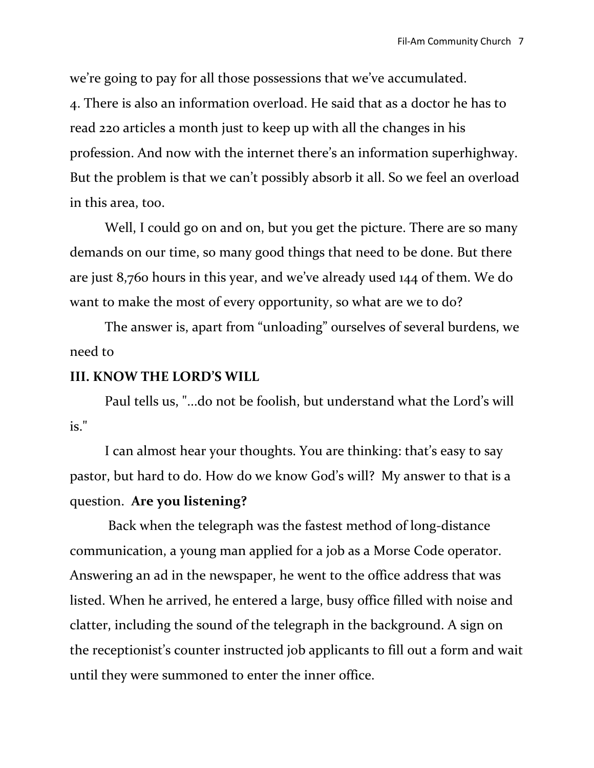we're going to pay for all those possessions that we've accumulated.

4. There is also an information overload. He said that as a doctor he has to read 220 articles a month just to keep up with all the changes in his profession. And now with the internet there's an information superhighway. But the problem is that we can't possibly absorb it all. So we feel an overload in this area, too.

Well, I could go on and on, but you get the picture. There are so many demands on our time, so many good things that need to be done. But there are just 8,760 hours in this year, and we've already used 144 of them. We do want to make the most of every opportunity, so what are we to do?

The answer is, apart from "unloading" ourselves of several burdens, we need to

**III. KNOW THE LORD'S WILL**

Paul tells us, "...do not be foolish, but understand what the Lord's will is."

I can almost hear your thoughts. You are thinking: that's easy to say pastor, but hard to do. How do we know God's will? My answer to that is a question. **Are you listening?**

Back when the telegraph was the fastest method of long-distance communication, a young man applied for a job as a Morse Code operator. Answering an ad in the newspaper, he went to the office address that was listed. When he arrived, he entered a large, busy office filled with noise and clatter, including the sound of the telegraph in the background. A sign on the receptionist's counter instructed job applicants to fill out a form and wait until they were summoned to enter the inner office.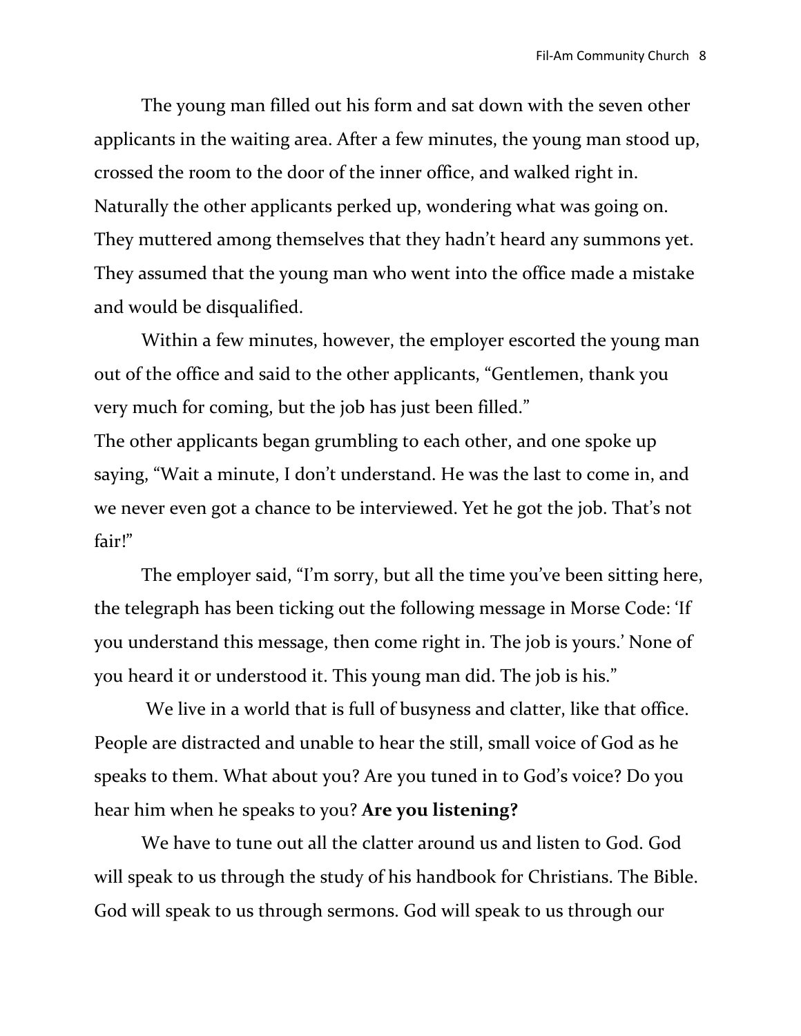The young man filled out his form and sat down with the seven other applicants in the waiting area. After a few minutes, the young man stood up, crossed the room to the door of the inner office, and walked right in. Naturally the other applicants perked up, wondering what was going on. They muttered among themselves that they hadn't heard any summons yet. They assumed that the young man who went into the office made a mistake and would be disqualified.

Within a few minutes, however, the employer escorted the young man out of the office and said to the other applicants, "Gentlemen, thank you very much for coming, but the job has just been filled."

The other applicants began grumbling to each other, and one spoke up saying, "Wait a minute, I don't understand. He was the last to come in, and we never even got a chance to be interviewed. Yet he got the job. That's not fair!"

The employer said, "I'm sorry, but all the time you've been sitting here, the telegraph has been ticking out the following message in Morse Code: 'If you understand this message, then come right in. The job is yours.' None of you heard it or understood it. This young man did. The job is his."

We live in a world that is full of busyness and clatter, like that office. People are distracted and unable to hear the still, small voice of God as he speaks to them. What about you? Are you tuned in to God's voice? Do you hear him when he speaks to you? **Are you listening?**

We have to tune out all the clatter around us and listen to God. God will speak to us through the study of his handbook for Christians. The Bible. God will speak to us through sermons. God will speak to us through our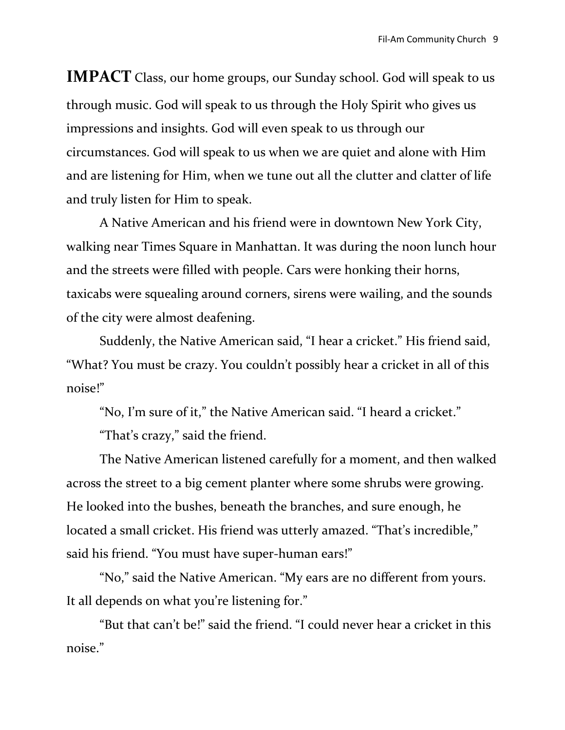**IMPACT** Class, our home groups, our Sunday school. God will speak to us through music. God will speak to us through the Holy Spirit who gives us impressions and insights. God will even speak to us through our circumstances. God will speak to us when we are quiet and alone with Him and are listening for Him, when we tune out all the clutter and clatter of life and truly listen for Him to speak.

A Native American and his friend were in downtown New York City, walking near Times Square in Manhattan. It was during the noon lunch hour and the streets were filled with people. Cars were honking their horns, taxicabs were squealing around corners, sirens were wailing, and the sounds of the city were almost deafening.

Suddenly, the Native American said, "I hear a cricket." His friend said, "What? You must be crazy. You couldn't possibly hear a cricket in all of this noise!"

"No, I'm sure of it," the Native American said. "I heard a cricket."

"That's crazy," said the friend.

The Native American listened carefully for a moment, and then walked across the street to a big cement planter where some shrubs were growing. He looked into the bushes, beneath the branches, and sure enough, he located a small cricket. His friend was utterly amazed. "That's incredible," said his friend. "You must have super-human ears!"

"No," said the Native American. "My ears are no different from yours. It all depends on what you're listening for."

"But that can't be!" said the friend. "I could never hear a cricket in this noise."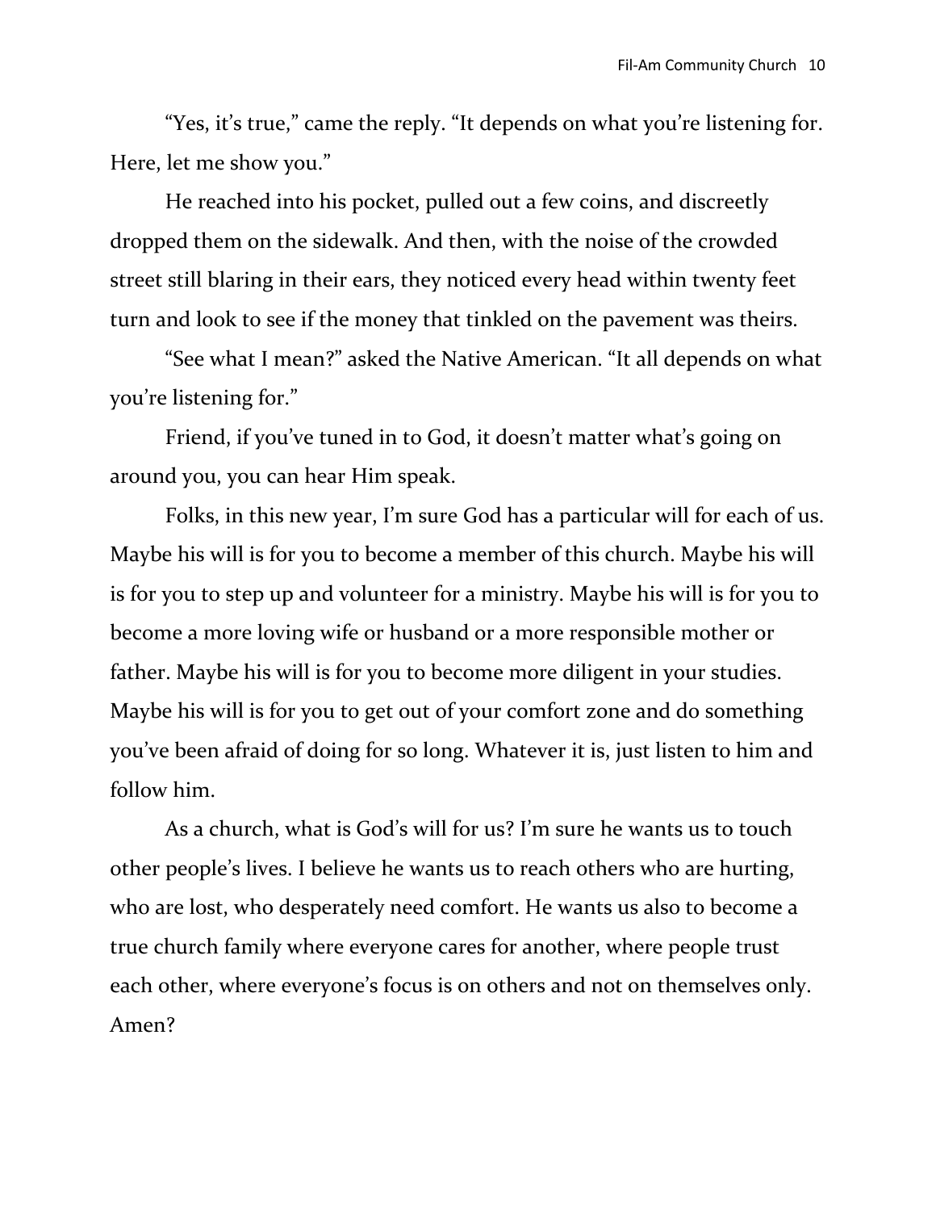"Yes, it's true," came the reply. "It depends on what you're listening for. Here, let me show you."

He reached into his pocket, pulled out a few coins, and discreetly dropped them on the sidewalk. And then, with the noise of the crowded street still blaring in their ears, they noticed every head within twenty feet turn and look to see if the money that tinkled on the pavement was theirs.

"See what I mean?" asked the Native American. "It all depends on what you're listening for."

Friend, if you've tuned in to God, it doesn't matter what's going on around you, you can hear Him speak.

Folks, in this new year, I'm sure God has a particular will for each of us. Maybe his will is for you to become a member of this church. Maybe his will is for you to step up and volunteer for a ministry. Maybe his will is for you to become a more loving wife or husband or a more responsible mother or father. Maybe his will is for you to become more diligent in your studies. Maybe his will is for you to get out of your comfort zone and do something you've been afraid of doing for so long. Whatever it is, just listen to him and follow him.

As a church, what is God's will for us? I'm sure he wants us to touch other people's lives. I believe he wants us to reach others who are hurting, who are lost, who desperately need comfort. He wants us also to become a true church family where everyone cares for another, where people trust each other, where everyone's focus is on others and not on themselves only. Amen?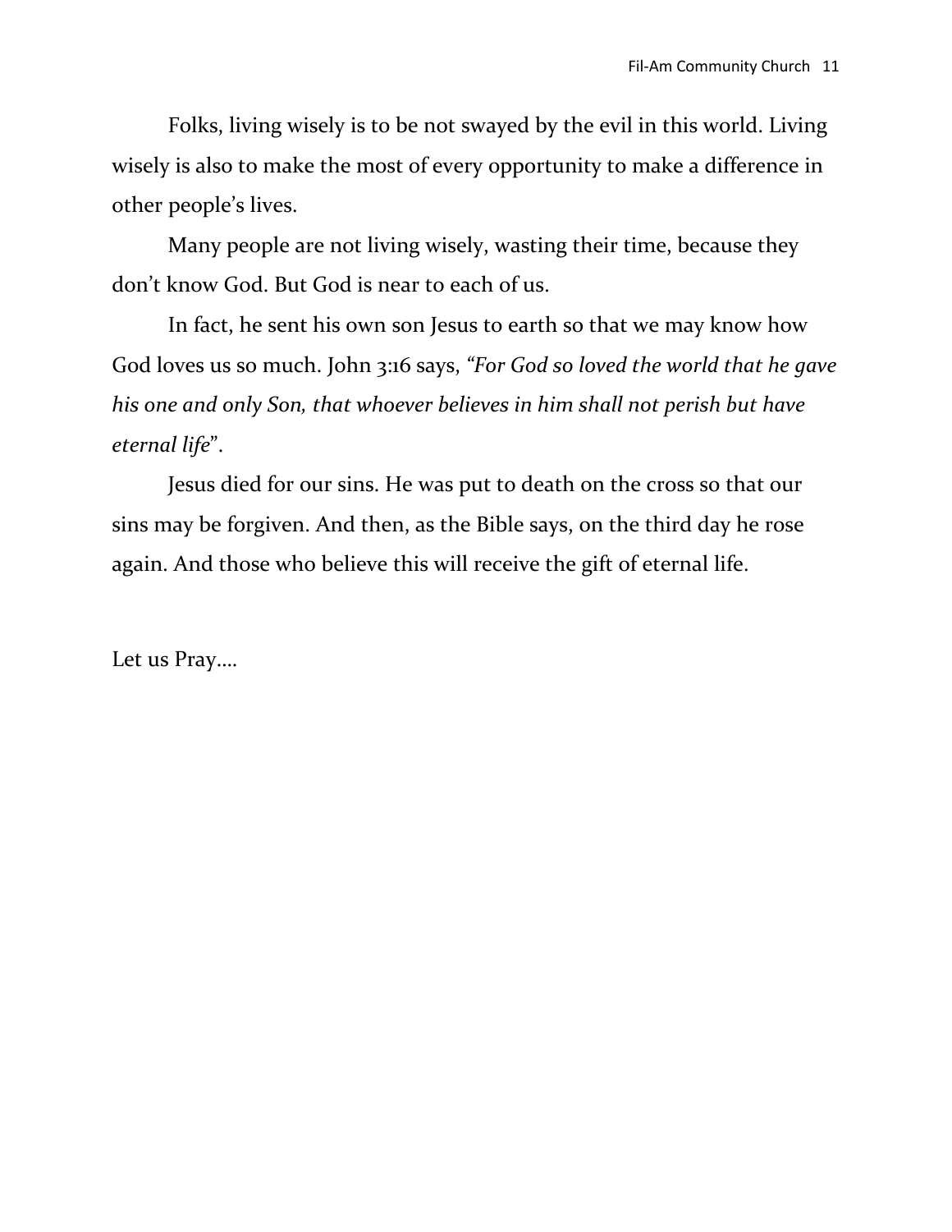Folks, living wisely is to be not swayed by the evil in this world. Living wisely is also to make the most of every opportunity to make a difference in other people's lives.

Many people are not living wisely, wasting their time, because they don't know God. But God is near to each of us.

In fact, he sent his own son Jesus to earth so that we may know how God loves us so much. John 3:16 says, *"For God so loved the world that he gave his one and only Son, that whoever believes in him shall not perish but have eternal life*".

Jesus died for our sins. He was put to death on the cross so that our sins may be forgiven. And then, as the Bible says, on the third day he rose again. And those who believe this will receive the gift of eternal life.

Let us Pray….